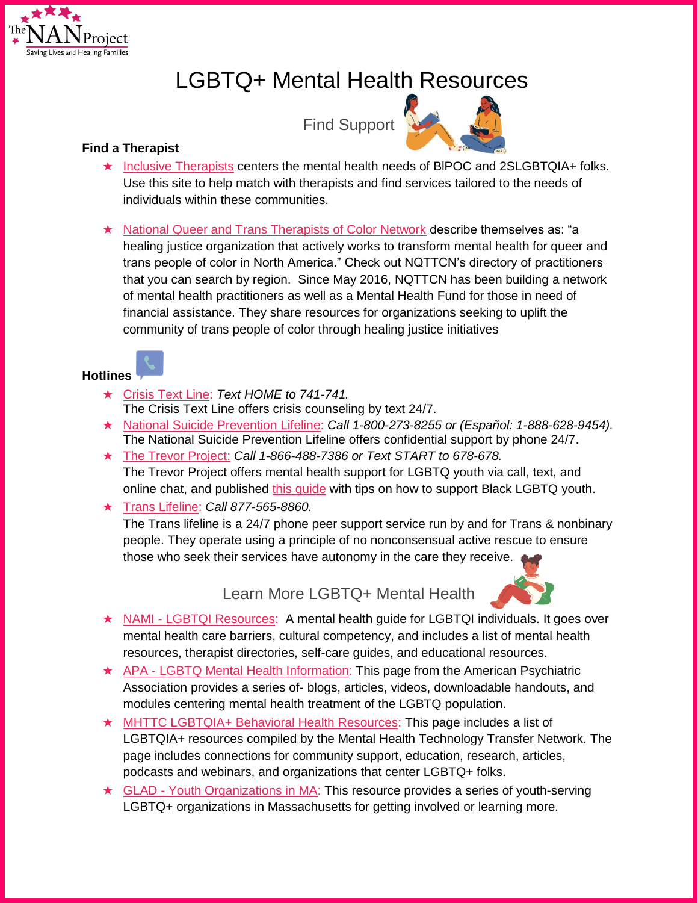The NAN Project
Saving Lives and Healing Families

# LGBTQ+ Mental Health Resources

## Find Support

### Find a Therapist

- Inclusive Therapists centers the mental health needs of BIPOC and 2SLGBTQIA+ folks. Use this site to help match with therapists and find services tailored to the needs of individuals within these communities.

- National Queer and Trans Therapists of Color Network describe themselves as: "a healing justice organization that actively works to transform mental health for queer and trans people of color in North America." Check out NQTTCN's directory of practitioners that you can search by region. Since May 2016, NQTTCN has been building a network of mental health practitioners as well as a Mental Health Fund for those in need of financial assistance. They share resources for organizations seeking to uplift the community of trans people of color through healing justice initiatives

### Hotlines

- Crisis Text Line: *Text HOME to 741-741.*
  The Crisis Text Line offers crisis counseling by text 24/7.
- National Suicide Prevention Lifeline: *Call 1-800-273-8255 or (Español: 1-888-628-9454).*
  The National Suicide Prevention Lifeline offers confidential support by phone 24/7.
- The Trevor Project: *Call 1-866-488-7386 or Text START to 678-678.*
  The Trevor Project offers mental health support for LGBTQ youth via call, text, and online chat, and published this guide with tips on how to support Black LGBTQ youth.
- Trans Lifeline: *Call 877-565-8860.*
  The Trans lifeline is a 24/7 phone peer support service run by and for Trans & nonbinary people. They operate using a principle of no nonconsensual active rescue to ensure those who seek their services have autonomy in the care they receive.

## Learn More LGBTQ+ Mental Health

- NAMI - LGBTQI Resources: A mental health guide for LGBTQI individuals. It goes over mental health care barriers, cultural competency, and includes a list of mental health resources, therapist directories, self-care guides, and educational resources.
- APA - LGBTQ Mental Health Information: This page from the American Psychiatric Association provides a series of- blogs, articles, videos, downloadable handouts, and modules centering mental health treatment of the LGBTQ population.
- MHTTC LGBTQIA+ Behavioral Health Resources: This page includes a list of LGBTQIA+ resources compiled by the Mental Health Technology Transfer Network. The page includes connections for community support, education, research, articles, podcasts and webinars, and organizations that center LGBTQ+ folks.
- GLAD - Youth Organizations in MA: This resource provides a series of youth-serving LGBTQ+ organizations in Massachusetts for getting involved or learning more.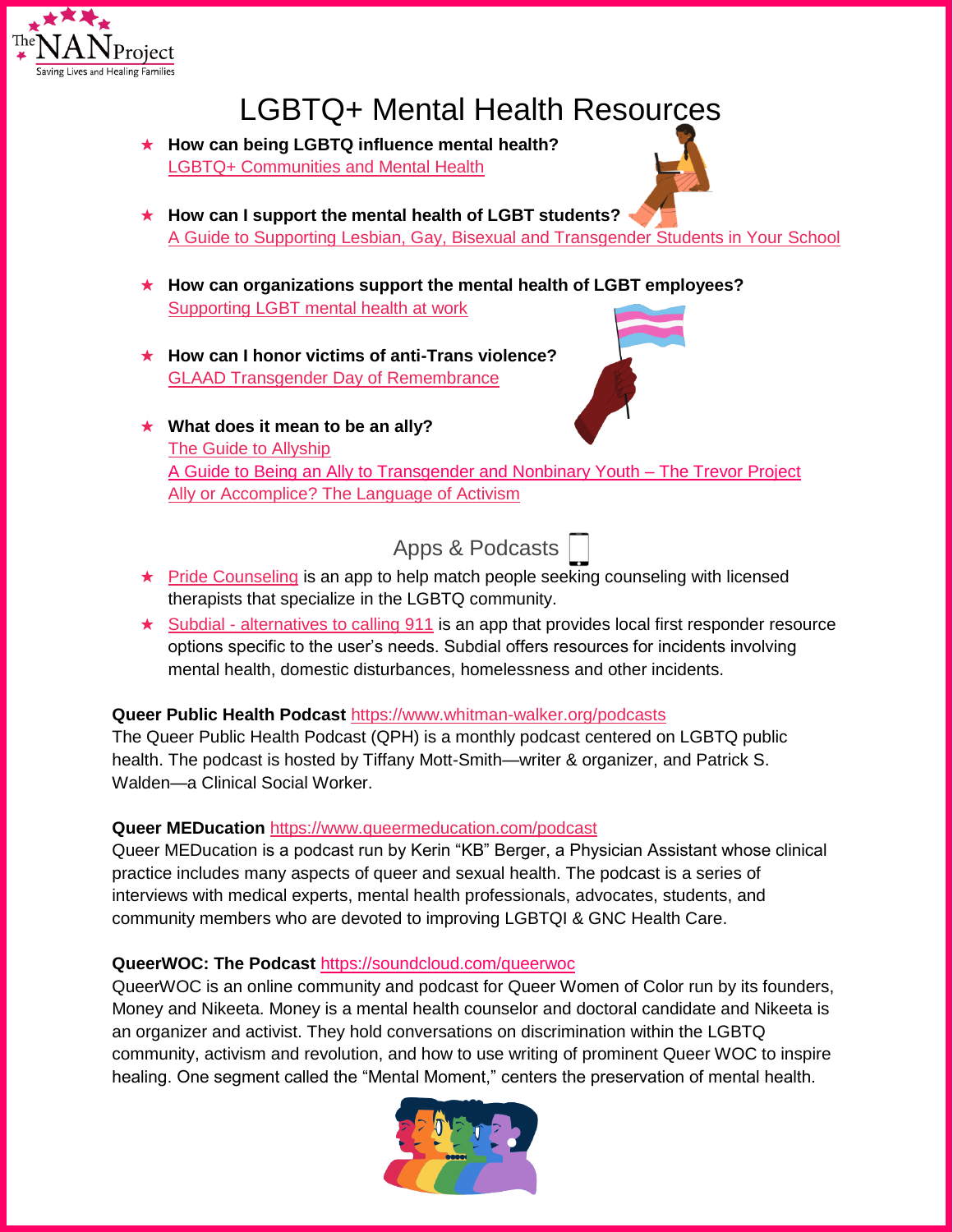# LGBTQ+ Mental Health Resources

- ★ **How can being LGBTQ influence mental health?**
  LGBTQ+ Communities and Mental Health

- ★ **How can I support the mental health of LGBT students?**
  A Guide to Supporting Lesbian, Gay, Bisexual and Transgender Students in Your School

- ★ **How can organizations support the mental health of LGBT employees?**
  Supporting LGBT mental health at work

- ★ **How can I honor victims of anti-Trans violence?**
  GLAAD Transgender Day of Remembrance

- ★ **What does it mean to be an ally?**
  The Guide to Allyship
  A Guide to Being an Ally to Transgender and Nonbinary Youth – The Trevor Project
  Ally or Accomplice? The Language of Activism

## Apps & Podcasts

- ★ Pride Counseling is an app to help match people seeking counseling with licensed therapists that specialize in the LGBTQ community.
- ★ Subdial - alternatives to calling 911 is an app that provides local first responder resource options specific to the user's needs. Subdial offers resources for incidents involving mental health, domestic disturbances, homelessness and other incidents.

**Queer Public Health Podcast** https://www.whitman-walker.org/podcasts
The Queer Public Health Podcast (QPH) is a monthly podcast centered on LGBTQ public health. The podcast is hosted by Tiffany Mott-Smith—writer & organizer, and Patrick S. Walden—a Clinical Social Worker.

**Queer MEDucation** https://www.queermeducation.com/podcast
Queer MEDucation is a podcast run by Kerin "KB" Berger, a Physician Assistant whose clinical practice includes many aspects of queer and sexual health. The podcast is a series of interviews with medical experts, mental health professionals, advocates, students, and community members who are devoted to improving LGBTQI & GNC Health Care.

**QueerWOC: The Podcast** https://soundcloud.com/queerwoc
QueerWOC is an online community and podcast for Queer Women of Color run by its founders, Money and Nikeeta. Money is a mental health counselor and doctoral candidate and Nikeeta is an organizer and activist. They hold conversations on discrimination within the LGBTQ community, activism and revolution, and how to use writing of prominent Queer WOC to inspire healing. One segment called the "Mental Moment," centers the preservation of mental health.